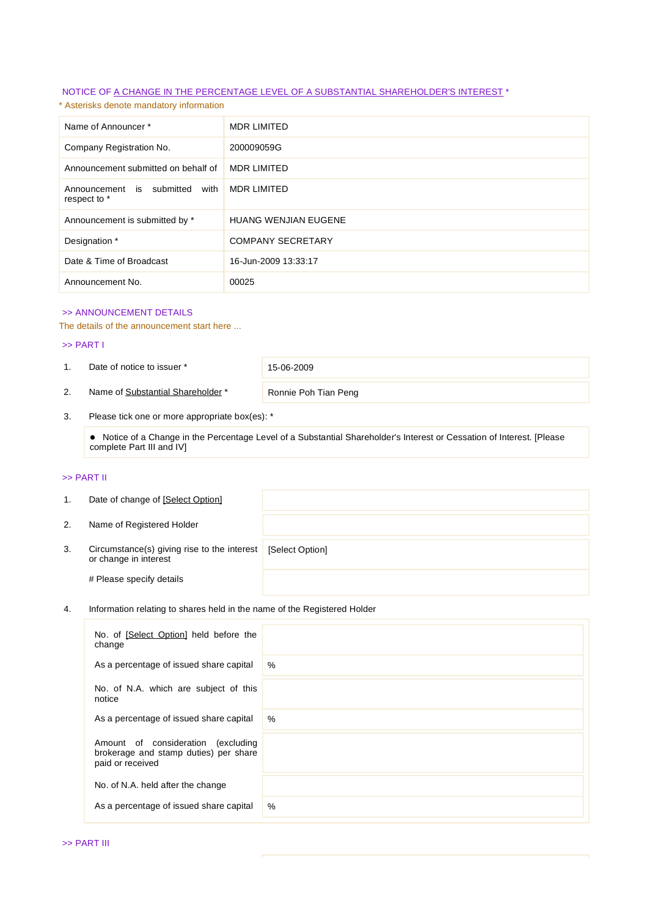NOTICE OF A CHANGE IN THE PERCENTAGE LEVEL OF A SUBSTANTIAL SHAREHOLDER'S INTEREST *

* Asterisks denote mandatory information

| | |
|---|---|
| Name of Announcer * | MDR LIMITED |
| Company Registration No. | 200009059G |
| Announcement submitted on behalf of | MDR LIMITED |
| Announcement is submitted with respect to * | MDR LIMITED |
| Announcement is submitted by * | HUANG WENJIAN EUGENE |
| Designation * | COMPANY SECRETARY |
| Date & Time of Broadcast | 16-Jun-2009 13:33:17 |
| Announcement No. | 00025 |

>> ANNOUNCEMENT DETAILS

The details of the announcement start here ...

>> PART I

| | | |
|---|---|---|
| 1. | Date of notice to issuer * | 15-06-2009 |
| 2. | Name of Substantial Shareholder * | Ronnie Poh Tian Peng |

3. Please tick one or more appropriate box(es): *

- Notice of a Change in the Percentage Level of a Substantial Shareholder's Interest or Cessation of Interest. [Please complete Part III and IV]

>> PART II

| | | |
|---|---|---|
| 1. | Date of change of [Select Option] | |
| 2. | Name of Registered Holder | |
| 3. | Circumstance(s) giving rise to the interest or change in interest | [Select Option] |
| | # Please specify details | |

4. Information relating to shares held in the name of the Registered Holder

| | |
|---|---|
| No. of [Select Option] held before the change | |
| As a percentage of issued share capital | % |
| No. of N.A. which are subject of this notice | |
| As a percentage of issued share capital | % |
| Amount of consideration (excluding brokerage and stamp duties) per share paid or received | |
| No. of N.A. held after the change | |
| As a percentage of issued share capital | % |

>> PART III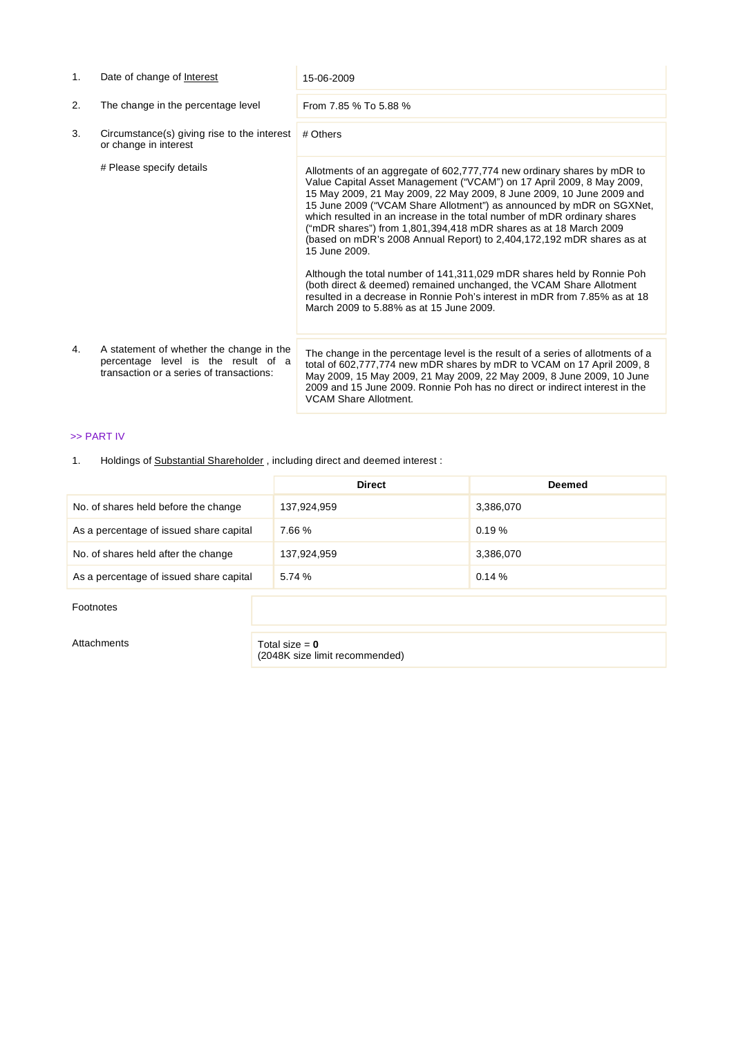| | | |
|---|---|---|
| 1. | Date of change of Interest | 15-06-2009 |
| 2. | The change in the percentage level | From 7.85 % To 5.88 % |
| 3. | Circumstance(s) giving rise to the interest or change in interest | # Others |
| | # Please specify details | Allotments of an aggregate of 602,777,774 new ordinary shares by mDR to Value Capital Asset Management ("VCAM") on 17 April 2009, 8 May 2009, 15 May 2009, 21 May 2009, 22 May 2009, 8 June 2009, 10 June 2009 and 15 June 2009 ("VCAM Share Allotment") as announced by mDR on SGXNet, which resulted in an increase in the total number of mDR ordinary shares ("mDR shares") from 1,801,394,418 mDR shares as at 18 March 2009 (based on mDR's 2008 Annual Report) to 2,404,172,192 mDR shares as at 15 June 2009.<br><br>Although the total number of 141,311,029 mDR shares held by Ronnie Poh (both direct & deemed) remained unchanged, the VCAM Share Allotment resulted in a decrease in Ronnie Poh's interest in mDR from 7.85% as at 18 March 2009 to 5.88% as at 15 June 2009. |
| 4. | A statement of whether the change in the percentage level is the result of a transaction or a series of transactions: | The change in the percentage level is the result of a series of allotments of a total of 602,777,774 new mDR shares by mDR to VCAM on 17 April 2009, 8 May 2009, 15 May 2009, 21 May 2009, 22 May 2009, 8 June 2009, 10 June 2009 and 15 June 2009. Ronnie Poh has no direct or indirect interest in the VCAM Share Allotment. |

>> PART IV

1. Holdings of Substantial Shareholder , including direct and deemed interest :

| | Direct | Deemed |
|---|---|---|
| No. of shares held before the change | 137,924,959 | 3,386,070 |
| As a percentage of issued share capital | 7.66 % | 0.19 % |
| No. of shares held after the change | 137,924,959 | 3,386,070 |
| As a percentage of issued share capital | 5.74 % | 0.14 % |

| | |
|---|---|
| Footnotes | |
| Attachments | Total size = **0**<br>(2048K size limit recommended) |